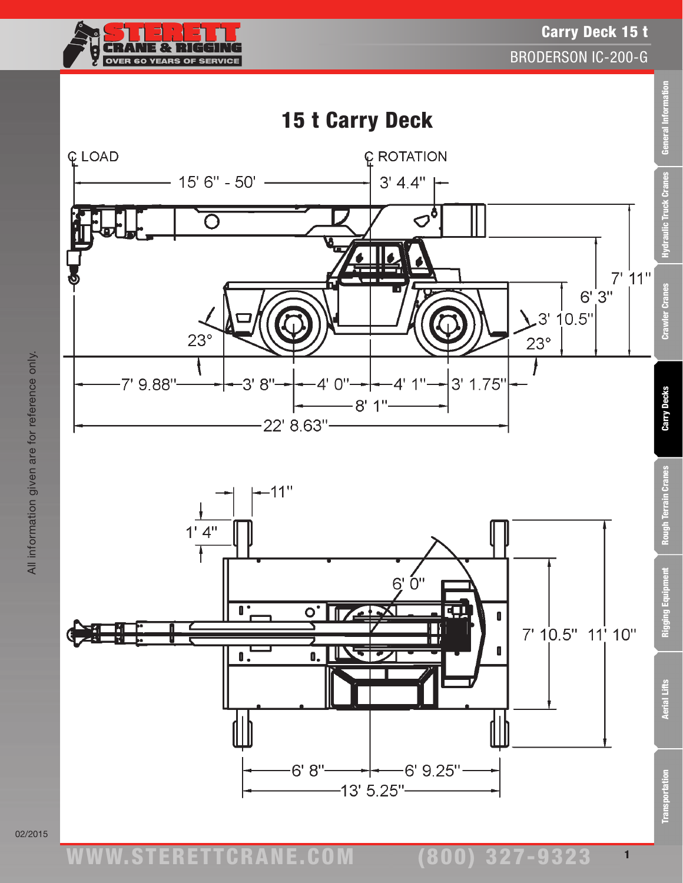# 15 t Carry Deck

Carry Deck 15 t

BRODERSON IC-200-G

℄ LOAD

℄ ROTATION

15' 6" - 50'

3' 4.4"

7' 11"

6' 3"

3' 10.5"

23°

23°

7' 9.88"

3' 8"

4' 0"

4' 1"

3' 1.75"

8' 1"

22' 8.63"

11"

1' 4"

6' 0"

7' 10.5"

11' 10"

6' 8"

6' 9.25"

13' 5.25"

All information given are for reference only.

02/2015

WWW.STERETTCRANE.COM (800) 327-9323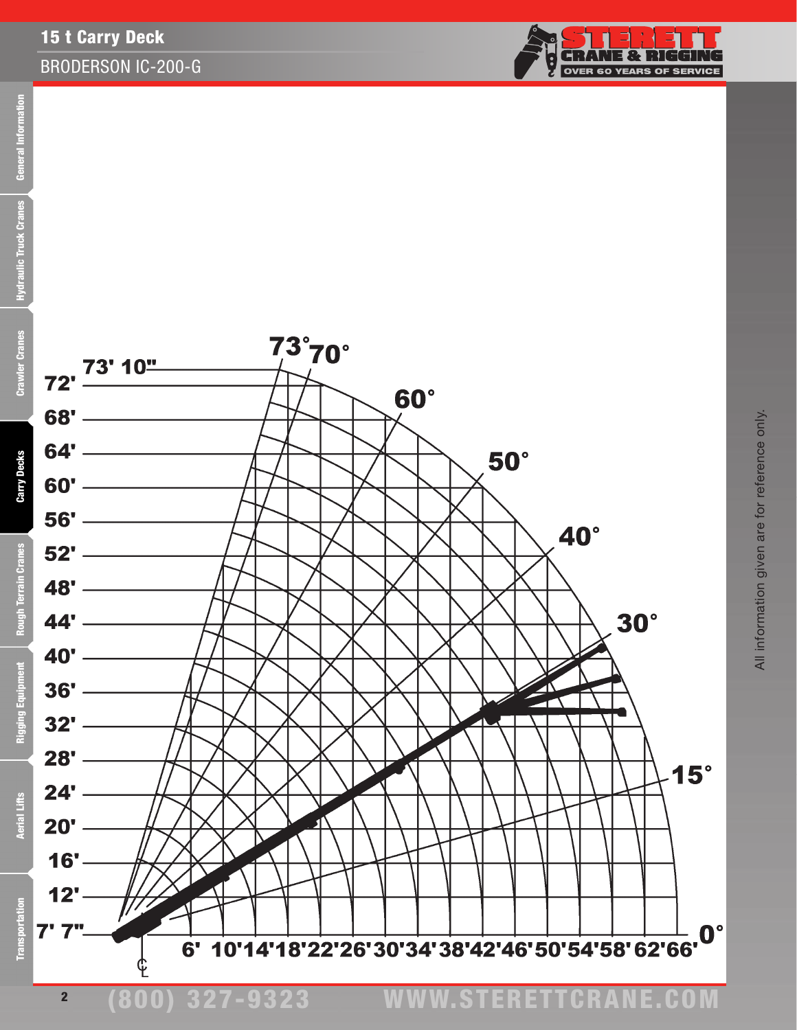# 15 t Carry Deck

## BRODERSON IC-200-G

73° 70°

73' 10"

72'

68'

64'

60'

56'

52'

48'

44'

40'

36'

32'

28'

24'

20'

16'

12'

7' 7"

60°

50°

40°

30°

15°

0°

6' 10' 14' 18' 22' 26' 30' 34' 38' 42' 46' 50' 54' 58' 62' 66'

All information given are for reference only.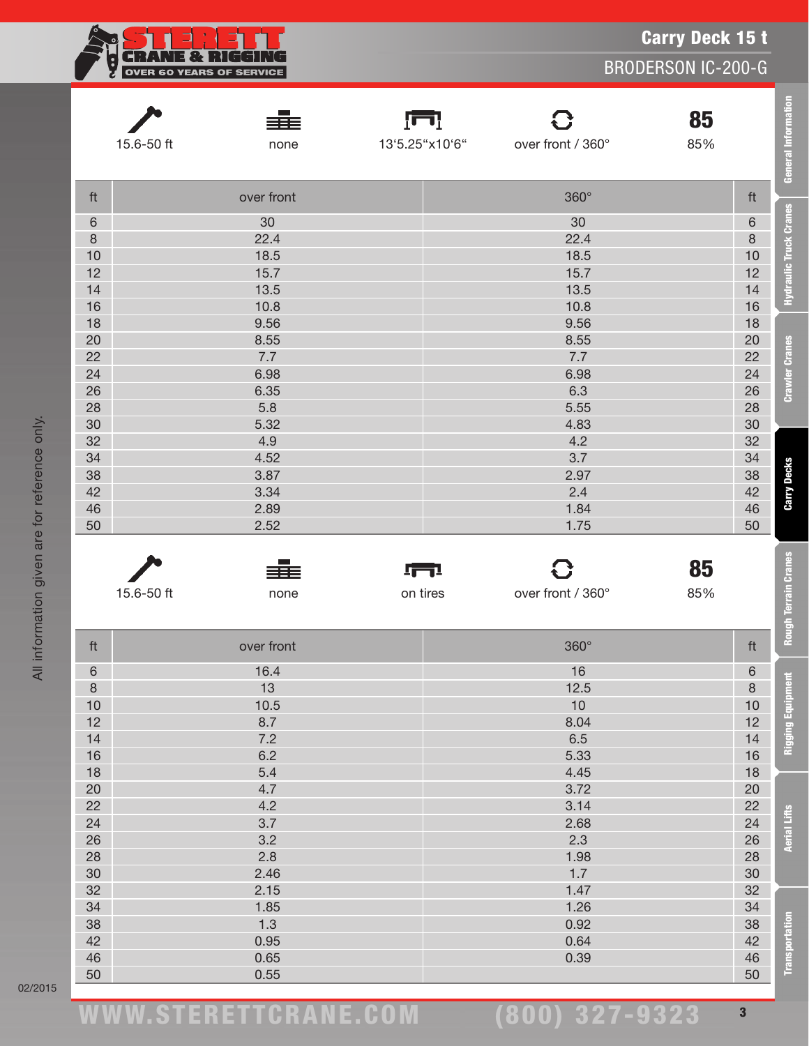# Carry Deck 15 t

## BRODERSON IC-200-G

| 15.6-50 ft | none | 13'5.25"x10'6" | over front / 360° | 85% |
|---|---|---|---|---|

| ft | over front | 360° | ft |
|---|---|---|---|
| 6 | 30 | 30 | 6 |
| 8 | 22.4 | 22.4 | 8 |
| 10 | 18.5 | 18.5 | 10 |
| 12 | 15.7 | 15.7 | 12 |
| 14 | 13.5 | 13.5 | 14 |
| 16 | 10.8 | 10.8 | 16 |
| 18 | 9.56 | 9.56 | 18 |
| 20 | 8.55 | 8.55 | 20 |
| 22 | 7.7 | 7.7 | 22 |
| 24 | 6.98 | 6.98 | 24 |
| 26 | 6.35 | 6.3 | 26 |
| 28 | 5.8 | 5.55 | 28 |
| 30 | 5.32 | 4.83 | 30 |
| 32 | 4.9 | 4.2 | 32 |
| 34 | 4.52 | 3.7 | 34 |
| 38 | 3.87 | 2.97 | 38 |
| 42 | 3.34 | 2.4 | 42 |
| 46 | 2.89 | 1.84 | 46 |
| 50 | 2.52 | 1.75 | 50 |

| 15.6-50 ft | none | on tires | over front / 360° | 85% |
|---|---|---|---|---|

| ft | over front | 360° | ft |
|---|---|---|---|
| 6 | 16.4 | 16 | 6 |
| 8 | 13 | 12.5 | 8 |
| 10 | 10.5 | 10 | 10 |
| 12 | 8.7 | 8.04 | 12 |
| 14 | 7.2 | 6.5 | 14 |
| 16 | 6.2 | 5.33 | 16 |
| 18 | 5.4 | 4.45 | 18 |
| 20 | 4.7 | 3.72 | 20 |
| 22 | 4.2 | 3.14 | 22 |
| 24 | 3.7 | 2.68 | 24 |
| 26 | 3.2 | 2.3 | 26 |
| 28 | 2.8 | 1.98 | 28 |
| 30 | 2.46 | 1.7 | 30 |
| 32 | 2.15 | 1.47 | 32 |
| 34 | 1.85 | 1.26 | 34 |
| 38 | 1.3 | 0.92 | 38 |
| 42 | 0.95 | 0.64 | 42 |
| 46 | 0.65 | 0.39 | 46 |
| 50 | 0.55 | | 50 |

All information given are for reference only.

02/2015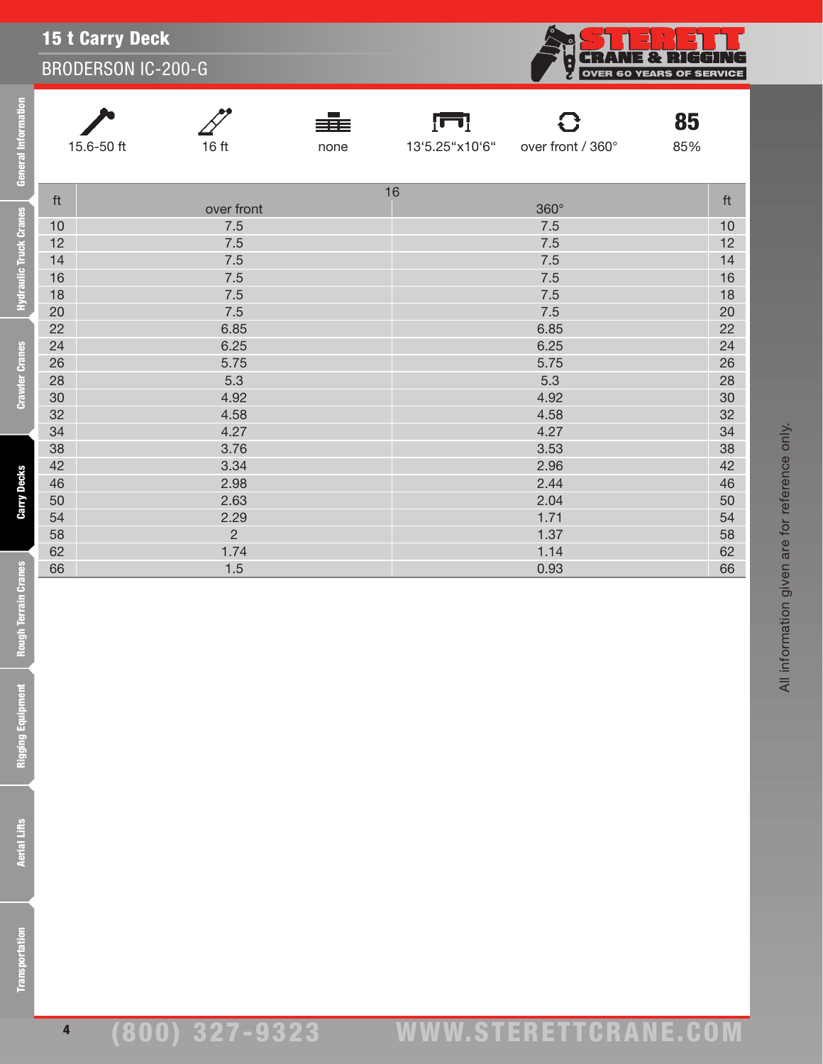# 15 t Carry Deck

## BRODERSON IC-200-G

| 15.6-50 ft | 16 ft | none | 13'5.25"x10'6" | over front / 360° | 85% |
|---|---|---|---|---|---|

| ft | 16 | | ft |
|---|---|---|---|
| | over front | 360° | |
| 10 | 7.5 | 7.5 | 10 |
| 12 | 7.5 | 7.5 | 12 |
| 14 | 7.5 | 7.5 | 14 |
| 16 | 7.5 | 7.5 | 16 |
| 18 | 7.5 | 7.5 | 18 |
| 20 | 7.5 | 7.5 | 20 |
| 22 | 6.85 | 6.85 | 22 |
| 24 | 6.25 | 6.25 | 24 |
| 26 | 5.75 | 5.75 | 26 |
| 28 | 5.3 | 5.3 | 28 |
| 30 | 4.92 | 4.92 | 30 |
| 32 | 4.58 | 4.58 | 32 |
| 34 | 4.27 | 4.27 | 34 |
| 38 | 3.76 | 3.53 | 38 |
| 42 | 3.34 | 2.96 | 42 |
| 46 | 2.98 | 2.44 | 46 |
| 50 | 2.63 | 2.04 | 50 |
| 54 | 2.29 | 1.71 | 54 |
| 58 | 2 | 1.37 | 58 |
| 62 | 1.74 | 1.14 | 62 |
| 66 | 1.5 | 0.93 | 66 |

All information given are for reference only.